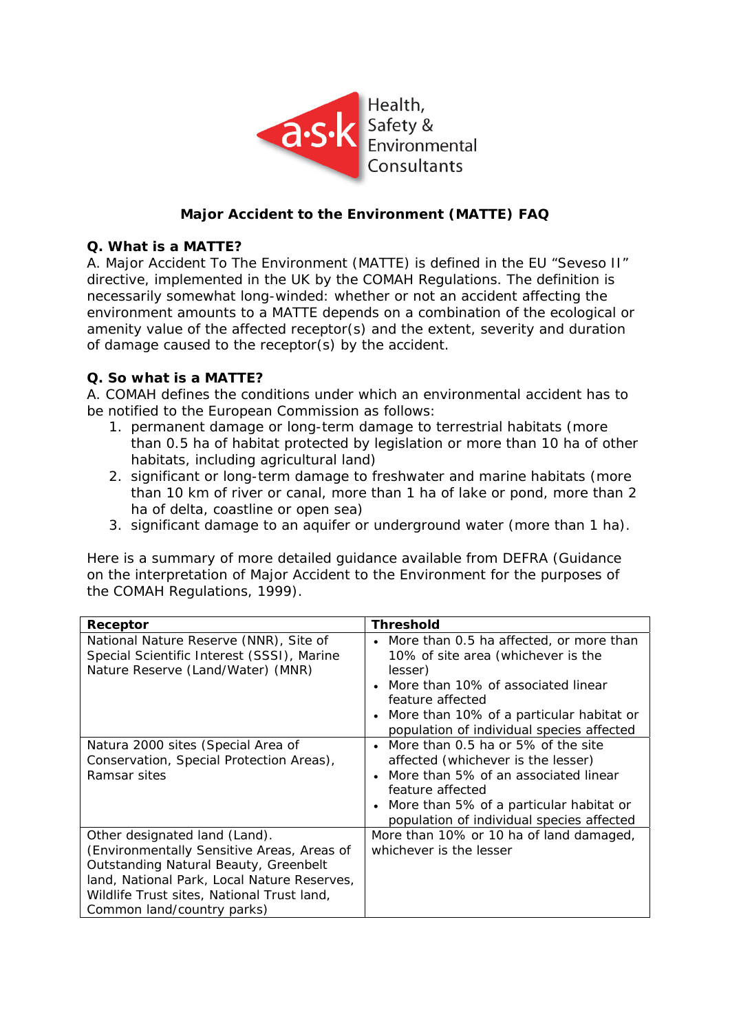Health, Safety & Environmental Consultants

## Major Accident to the Environment (MATTE) FAQ

**Q. What is a MATTE?**

A. Major Accident To The Environment (MATTE) is defined in the EU "Seveso II" directive, implemented in the UK by the COMAH Regulations. The definition is necessarily somewhat long-winded: whether or not an accident affecting the environment amounts to a MATTE depends on a combination of the ecological or amenity value of the affected receptor(s) and the extent, severity and duration of damage caused to the receptor(s) by the accident.

**Q. So what is a MATTE?**

A. COMAH defines the conditions under which an environmental accident has to be notified to the European Commission as follows:

1. permanent damage or long-term damage to terrestrial habitats (more than 0.5 ha of habitat protected by legislation or more than 10 ha of other habitats, including agricultural land)
2. significant or long-term damage to freshwater and marine habitats (more than 10 km of river or canal, more than 1 ha of lake or pond, more than 2 ha of delta, coastline or open sea)
3. significant damage to an aquifer or underground water (more than 1 ha).

Here is a summary of more detailed guidance available from DEFRA (Guidance on the interpretation of Major Accident to the Environment for the purposes of the COMAH Regulations, 1999).

| Receptor | Threshold |
|---|---|
| National Nature Reserve (NNR), Site of Special Scientific Interest (SSSI), Marine Nature Reserve (Land/Water) (MNR) | • More than 0.5 ha affected, or more than 10% of site area (whichever is the lesser)<br>• More than 10% of associated linear feature affected<br>• More than 10% of a particular habitat or population of individual species affected |
| Natura 2000 sites (Special Area of Conservation, Special Protection Areas), Ramsar sites | • More than 0.5 ha or 5% of the site affected (whichever is the lesser)<br>• More than 5% of an associated linear feature affected<br>• More than 5% of a particular habitat or population of individual species affected |
| Other designated land (Land). (Environmentally Sensitive Areas, Areas of Outstanding Natural Beauty, Greenbelt land, National Park, Local Nature Reserves, Wildlife Trust sites, National Trust land, Common land/country parks) | More than 10% or 10 ha of land damaged, whichever is the lesser |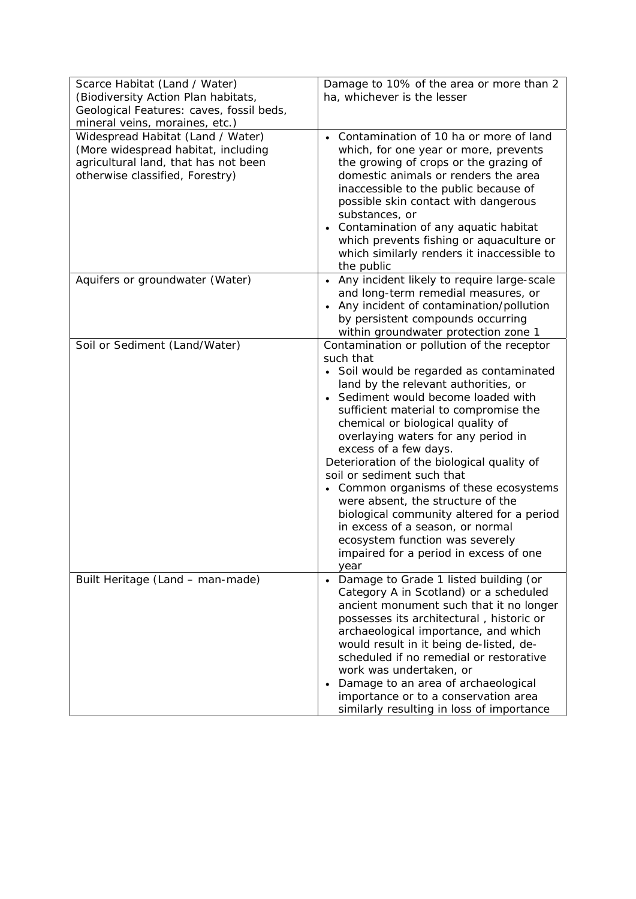| Scarce Habitat (Land / Water) (Biodiversity Action Plan habitats, Geological Features: caves, fossil beds, mineral veins, moraines, etc.) | Damage to 10% of the area or more than 2 ha, whichever is the lesser |
|---|---|
| Widespread Habitat (Land / Water) (More widespread habitat, including agricultural land, that has not been otherwise classified, Forestry) | • Contamination of 10 ha or more of land which, for one year or more, prevents the growing of crops or the grazing of domestic animals or renders the area inaccessible to the public because of possible skin contact with dangerous substances, or<br>• Contamination of any aquatic habitat which prevents fishing or aquaculture or which similarly renders it inaccessible to the public |
| Aquifers or groundwater (Water) | • Any incident likely to require large-scale and long-term remedial measures, or<br>• Any incident of contamination/pollution by persistent compounds occurring within groundwater protection zone 1 |
| Soil or Sediment (Land/Water) | Contamination or pollution of the receptor such that<br>• Soil would be regarded as contaminated land by the relevant authorities, or<br>• Sediment would become loaded with sufficient material to compromise the chemical or biological quality of overlaying waters for any period in excess of a few days.<br>Deterioration of the biological quality of soil or sediment such that<br>• Common organisms of these ecosystems were absent, the structure of the biological community altered for a period in excess of a season, or normal ecosystem function was severely impaired for a period in excess of one year |
| Built Heritage (Land – man-made) | • Damage to Grade 1 listed building (or Category A in Scotland) or a scheduled ancient monument such that it no longer possesses its architectural , historic or archaeological importance, and which would result in it being de-listed, de-scheduled if no remedial or restorative work was undertaken, or<br>• Damage to an area of archaeological importance or to a conservation area similarly resulting in loss of importance |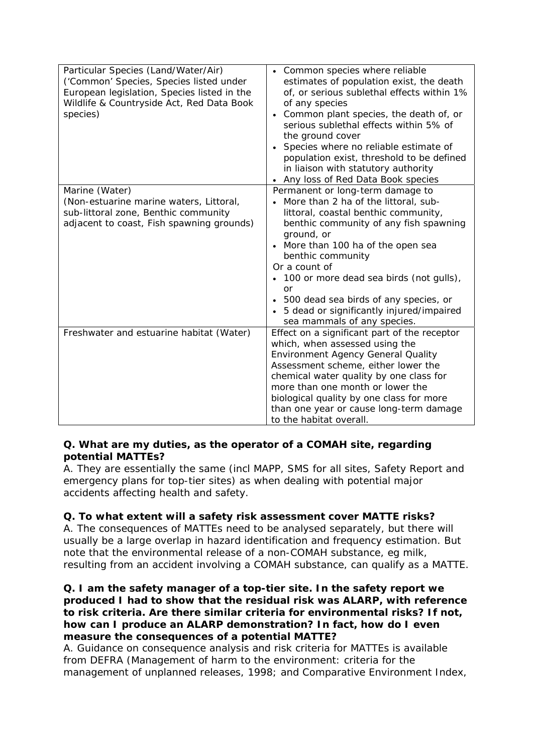| | |
|---|---|
| Particular Species (Land/Water/Air) ('Common' Species, Species listed under European legislation, Species listed in the Wildlife & Countryside Act, Red Data Book species) | • Common species where reliable estimates of population exist, the death of, or serious sublethal effects within 1% of any species<br>• Common plant species, the death of, or serious sublethal effects within 5% of the ground cover<br>• Species where no reliable estimate of population exist, threshold to be defined in liaison with statutory authority<br>• Any loss of Red Data Book species |
| Marine (Water) (Non-estuarine marine waters, Littoral, sub-littoral zone, Benthic community adjacent to coast, Fish spawning grounds) | Permanent or long-term damage to<br>• More than 2 ha of the littoral, sub-littoral, coastal benthic community, benthic community of any fish spawning ground, or<br>• More than 100 ha of the open sea benthic community<br>Or a count of<br>• 100 or more dead sea birds (not gulls), or<br>• 500 dead sea birds of any species, or<br>• 5 dead or significantly injured/impaired sea mammals of any species. |
| Freshwater and estuarine habitat (Water) | Effect on a significant part of the receptor which, when assessed using the Environment Agency General Quality Assessment scheme, either lower the chemical water quality by one class for more than one month or lower the biological quality by one class for more than one year or cause long-term damage to the habitat overall. |

**Q. What are my duties, as the operator of a COMAH site, regarding potential MATTEs?**

A. They are essentially the same (incl MAPP, SMS for all sites, Safety Report and emergency plans for top-tier sites) as when dealing with potential major accidents affecting health and safety.

**Q. To what extent will a safety risk assessment cover MATTE risks?**

A. The consequences of MATTEs need to be analysed separately, but there will usually be a large overlap in hazard identification and frequency estimation. But note that the environmental release of a non-COMAH substance, eg milk, resulting from an accident involving a COMAH substance, can qualify as a MATTE.

**Q. I am the safety manager of a top-tier site. In the safety report we produced I had to show that the residual risk was ALARP, with reference to risk criteria. Are there similar criteria for environmental risks? If not, how can I produce an ALARP demonstration? In fact, how do I even measure the consequences of a potential MATTE?**

A. Guidance on consequence analysis and risk criteria for MATTEs is available from DEFRA (Management of harm to the environment: criteria for the management of unplanned releases, 1998; and Comparative Environment Index,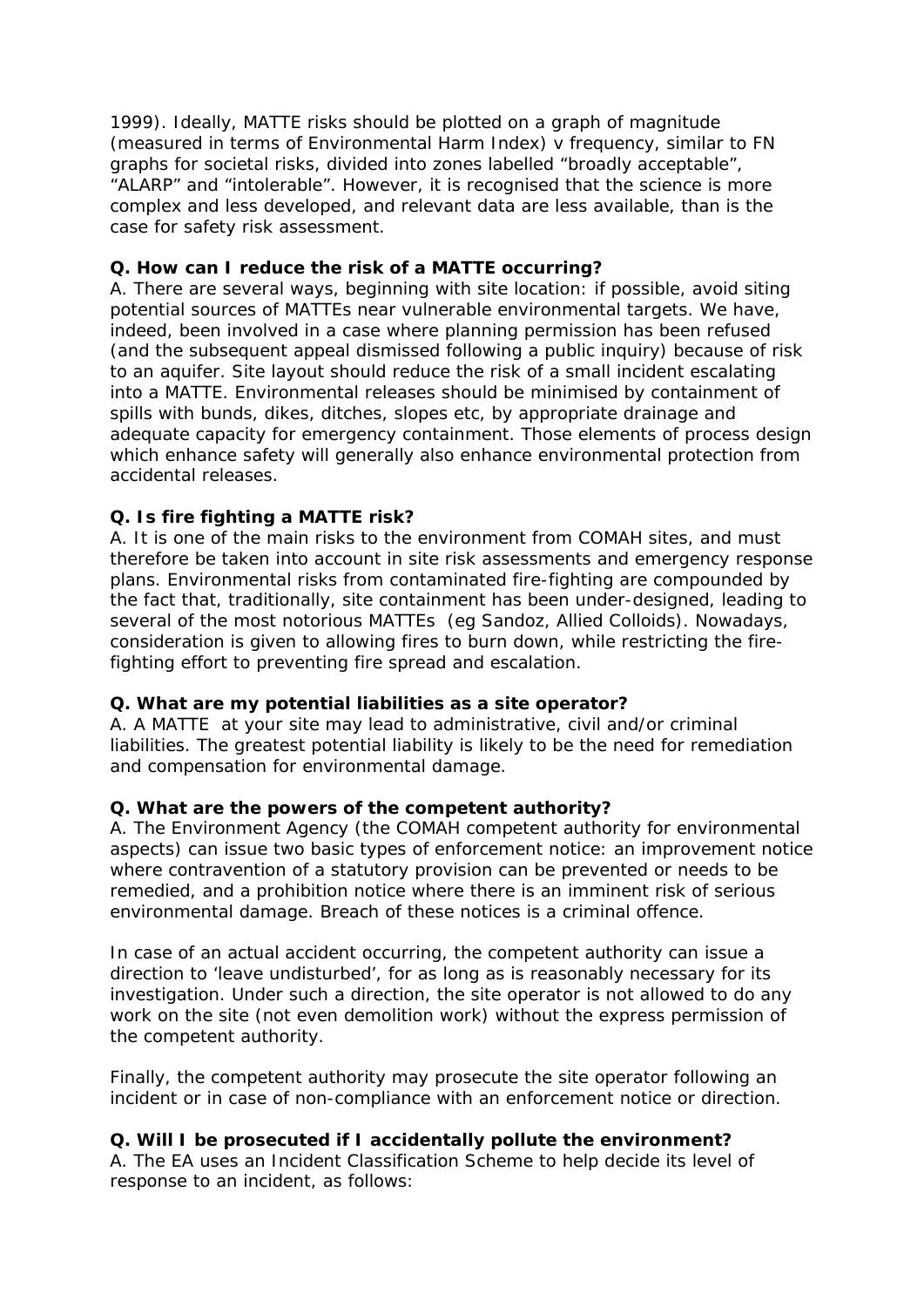1999). Ideally, MATTE risks should be plotted on a graph of magnitude (measured in terms of Environmental Harm Index) v frequency, similar to FN graphs for societal risks, divided into zones labelled "broadly acceptable", "ALARP" and "intolerable". However, it is recognised that the science is more complex and less developed, and relevant data are less available, than is the case for safety risk assessment.

**Q. How can I reduce the risk of a MATTE occurring?**
A. There are several ways, beginning with site location: if possible, avoid siting potential sources of MATTEs near vulnerable environmental targets. We have, indeed, been involved in a case where planning permission has been refused (and the subsequent appeal dismissed following a public inquiry) because of risk to an aquifer. Site layout should reduce the risk of a small incident escalating into a MATTE. Environmental releases should be minimised by containment of spills with bunds, dikes, ditches, slopes etc, by appropriate drainage and adequate capacity for emergency containment. Those elements of process design which enhance safety will generally also enhance environmental protection from accidental releases.

**Q. Is fire fighting a MATTE risk?**
A. It is one of the main risks to the environment from COMAH sites, and must therefore be taken into account in site risk assessments and emergency response plans. Environmental risks from contaminated fire-fighting are compounded by the fact that, traditionally, site containment has been under-designed, leading to several of the most notorious MATTEs (eg Sandoz, Allied Colloids). Nowadays, consideration is given to allowing fires to burn down, while restricting the fire-fighting effort to preventing fire spread and escalation.

**Q. What are my potential liabilities as a site operator?**
A. A MATTE at your site may lead to administrative, civil and/or criminal liabilities. The greatest potential liability is likely to be the need for remediation and compensation for environmental damage.

**Q. What are the powers of the competent authority?**
A. The Environment Agency (the COMAH competent authority for environmental aspects) can issue two basic types of enforcement notice: an improvement notice where contravention of a statutory provision can be prevented or needs to be remedied, and a prohibition notice where there is an imminent risk of serious environmental damage. Breach of these notices is a criminal offence.

In case of an actual accident occurring, the competent authority can issue a direction to 'leave undisturbed', for as long as is reasonably necessary for its investigation. Under such a direction, the site operator is not allowed to do any work on the site (not even demolition work) without the express permission of the competent authority.

Finally, the competent authority may prosecute the site operator following an incident or in case of non-compliance with an enforcement notice or direction.

**Q. Will I be prosecuted if I accidentally pollute the environment?**
A. The EA uses an Incident Classification Scheme to help decide its level of response to an incident, as follows: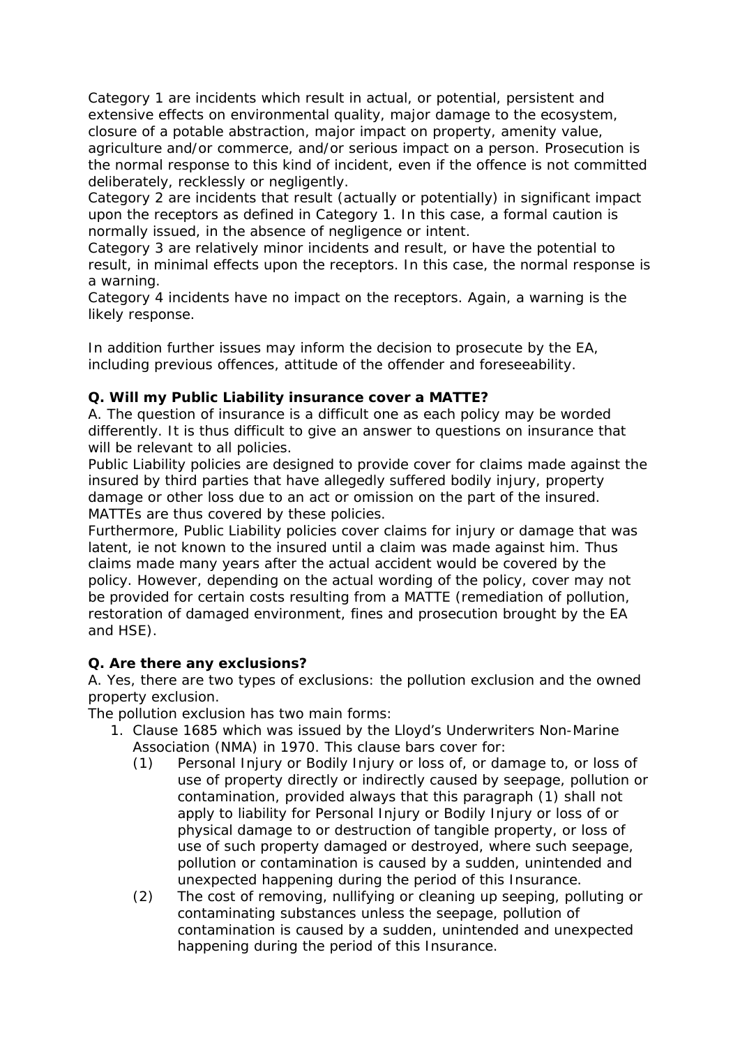Category 1 are incidents which result in actual, or potential, persistent and extensive effects on environmental quality, major damage to the ecosystem, closure of a potable abstraction, major impact on property, amenity value, agriculture and/or commerce, and/or serious impact on a person. Prosecution is the normal response to this kind of incident, even if the offence is not committed deliberately, recklessly or negligently.
Category 2 are incidents that result (actually or potentially) in significant impact upon the receptors as defined in Category 1. In this case, a formal caution is normally issued, in the absence of negligence or intent.
Category 3 are relatively minor incidents and result, or have the potential to result, in minimal effects upon the receptors. In this case, the normal response is a warning.
Category 4 incidents have no impact on the receptors. Again, a warning is the likely response.

In addition further issues may inform the decision to prosecute by the EA, including previous offences, attitude of the offender and foreseeability.

**Q. Will my Public Liability insurance cover a MATTE?**

A. The question of insurance is a difficult one as each policy may be worded differently. It is thus difficult to give an answer to questions on insurance that will be relevant to all policies.
Public Liability policies are designed to provide cover for claims made against the insured by third parties that have allegedly suffered bodily injury, property damage or other loss due to an act or omission on the part of the insured. MATTEs are thus covered by these policies.
Furthermore, Public Liability policies cover claims for injury or damage that was latent, ie not known to the insured until a claim was made against him. Thus claims made many years after the actual accident would be covered by the policy. However, depending on the actual wording of the policy, cover may not be provided for certain costs resulting from a MATTE (remediation of pollution, restoration of damaged environment, fines and prosecution brought by the EA and HSE).

**Q. Are there any exclusions?**

A. Yes, there are two types of exclusions: the pollution exclusion and the owned property exclusion.
The pollution exclusion has two main forms:

1. Clause 1685 which was issued by the Lloyd's Underwriters Non-Marine Association (NMA) in 1970. This clause bars cover for:
   (1) Personal Injury or Bodily Injury or loss of, or damage to, or loss of use of property directly or indirectly caused by seepage, pollution or contamination, provided always that this paragraph (1) shall not apply to liability for Personal Injury or Bodily Injury or loss of or physical damage to or destruction of tangible property, or loss of use of such property damaged or destroyed, where such seepage, pollution or contamination is caused by a sudden, unintended and unexpected happening during the period of this Insurance.
   (2) The cost of removing, nullifying or cleaning up seeping, polluting or contaminating substances unless the seepage, pollution of contamination is caused by a sudden, unintended and unexpected happening during the period of this Insurance.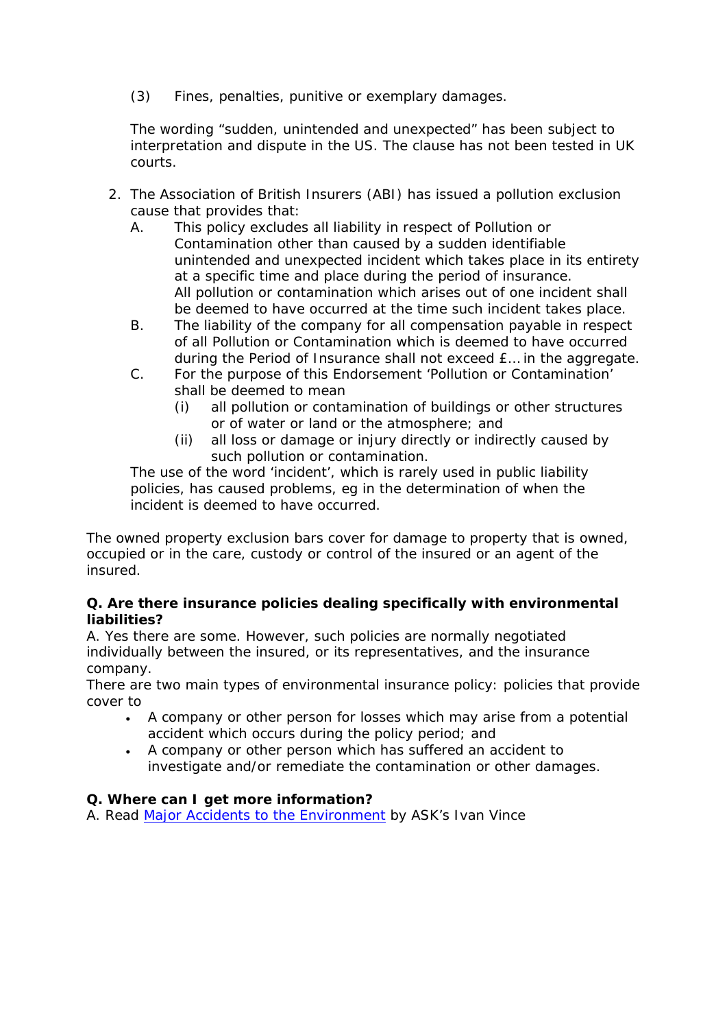(3) Fines, penalties, punitive or exemplary damages.

The wording "sudden, unintended and unexpected" has been subject to interpretation and dispute in the US. The clause has not been tested in UK courts.

2. The Association of British Insurers (ABI) has issued a pollution exclusion cause that provides that:
   A. This policy excludes all liability in respect of Pollution or Contamination other than caused by a sudden identifiable unintended and unexpected incident which takes place in its entirety at a specific time and place during the period of insurance. All pollution or contamination which arises out of one incident shall be deemed to have occurred at the time such incident takes place.
   B. The liability of the company for all compensation payable in respect of all Pollution or Contamination which is deemed to have occurred during the Period of Insurance shall not exceed £… in the aggregate.
   C. For the purpose of this Endorsement 'Pollution or Contamination' shall be deemed to mean
      (i) all pollution or contamination of buildings or other structures or of water or land or the atmosphere; and
      (ii) all loss or damage or injury directly or indirectly caused by such pollution or contamination.

   The use of the word 'incident', which is rarely used in public liability policies, has caused problems, eg in the determination of when the incident is deemed to have occurred.

The owned property exclusion bars cover for damage to property that is owned, occupied or in the care, custody or control of the insured or an agent of the insured.

**Q. Are there insurance policies dealing specifically with environmental liabilities?**

A. Yes there are some. However, such policies are normally negotiated individually between the insured, or its representatives, and the insurance company.

There are two main types of environmental insurance policy: policies that provide cover to

- A company or other person for losses which may arise from a potential accident which occurs during the policy period; and
- A company or other person which has suffered an accident to investigate and/or remediate the contamination or other damages.

**Q. Where can I get more information?**

A. Read [Major Accidents to the Environment]() by ASK's Ivan Vince